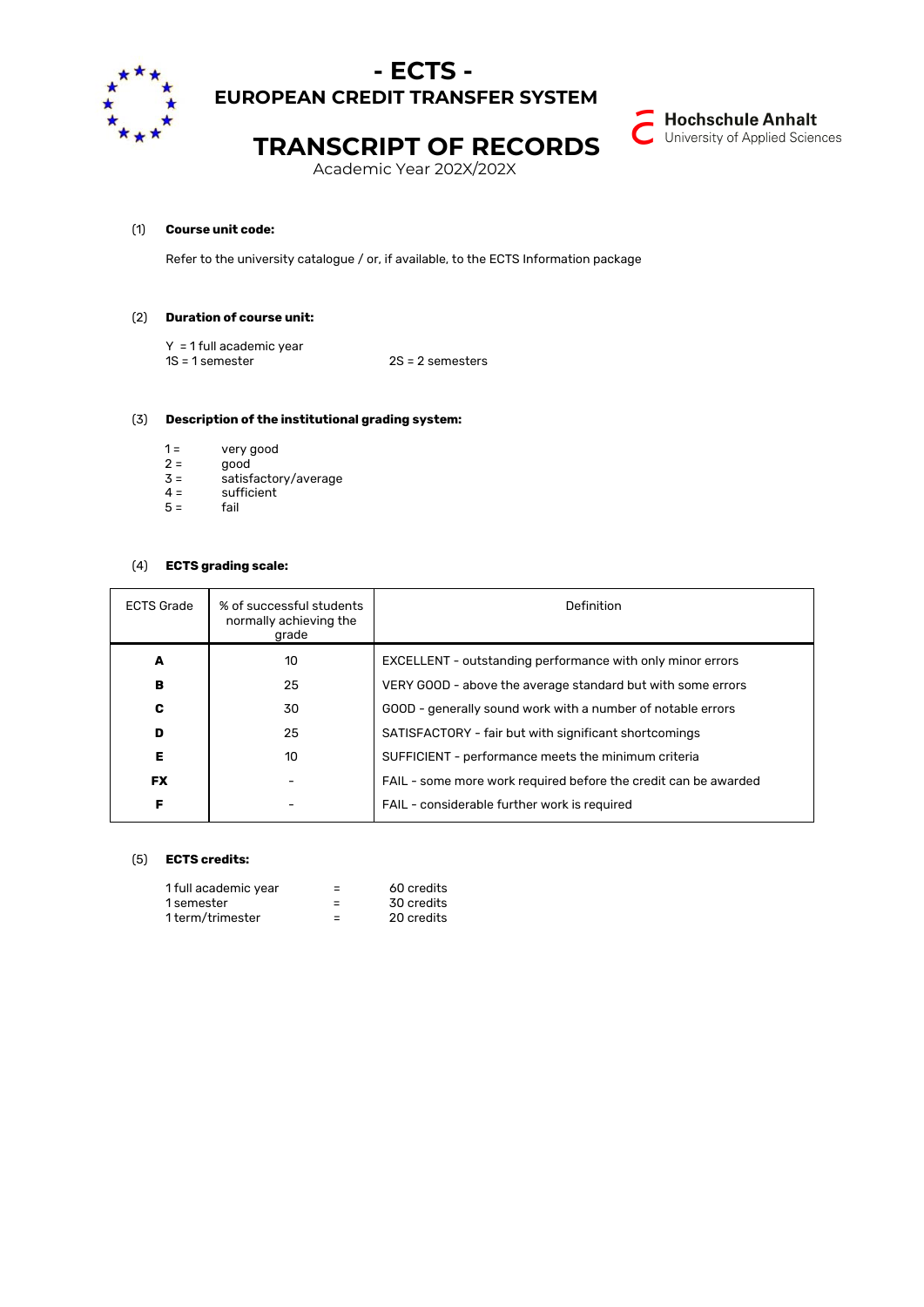# - ECTS -

## EUROPEAN CREDIT TRANSFER SYSTEM

Hochschule Anhalt
University of Applied Sciences

# TRANSCRIPT OF RECORDS

Academic Year 202X/202X

(1) **Course unit code:**

Refer to the university catalogue / or, if available, to the ECTS Information package

(2) **Duration of course unit:**

Y = 1 full academic year
1S = 1 semester 2S = 2 semesters

(3) **Description of the institutional grading system:**

1 = very good
2 = good
3 = satisfactory/average
4 = sufficient
5 = fail

(4) **ECTS grading scale:**

| ECTS Grade | % of successful students normally achieving the grade | Definition |
|---|---|---|
| **A** | 10 | EXCELLENT - outstanding performance with only minor errors |
| **B** | 25 | VERY GOOD - above the average standard but with some errors |
| **C** | 30 | GOOD - generally sound work with a number of notable errors |
| **D** | 25 | SATISFACTORY - fair but with significant shortcomings |
| **E** | 10 | SUFFICIENT - performance meets the minimum criteria |
| **FX** | - | FAIL - some more work required before the credit can be awarded |
| **F** | - | FAIL - considerable further work is required |

(5) **ECTS credits:**

1 full academic year = 60 credits
1 semester = 30 credits
1 term/trimester = 20 credits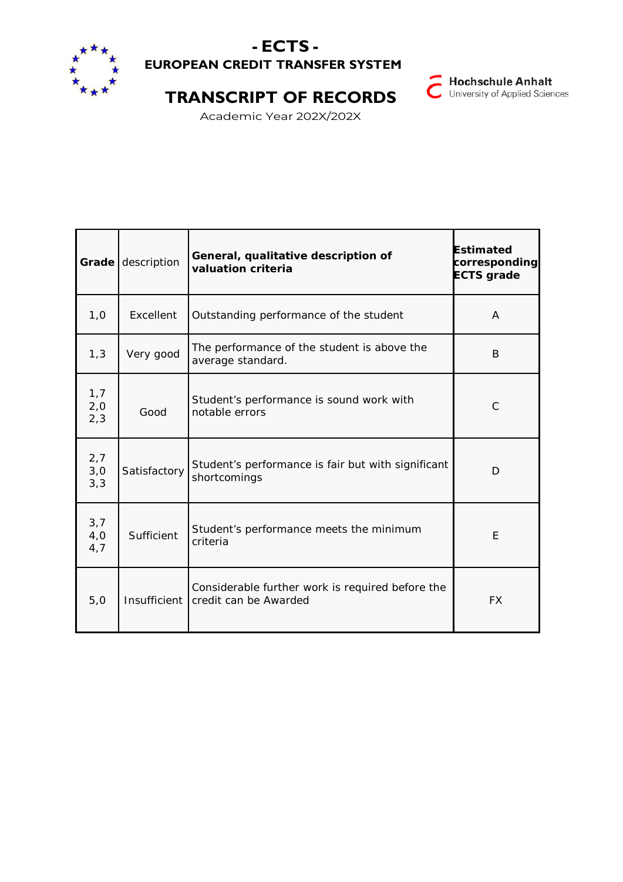# - ECTS -

## EUROPEAN CREDIT TRANSFER SYSTEM

Hochschule Anhalt
University of Applied Sciences

## TRANSCRIPT OF RECORDS

Academic Year 202X/202X

| **Grade** | description | **General, qualitative description of valuation criteria** | **Estimated corresponding ECTS grade** |
|---|---|---|---|
| 1,0 | Excellent | Outstanding performance of the student | A |
| 1,3 | Very good | The performance of the student is above the average standard. | B |
| 1,7<br>2,0<br>2,3 | Good | Student's performance is sound work with notable errors | C |
| 2,7<br>3,0<br>3,3 | Satisfactory | Student's performance is fair but with significant shortcomings | D |
| 3,7<br>4,0<br>4,7 | Sufficient | Student's performance meets the minimum criteria | E |
| 5,0 | Insufficient | Considerable further work is required before the credit can be Awarded | FX |